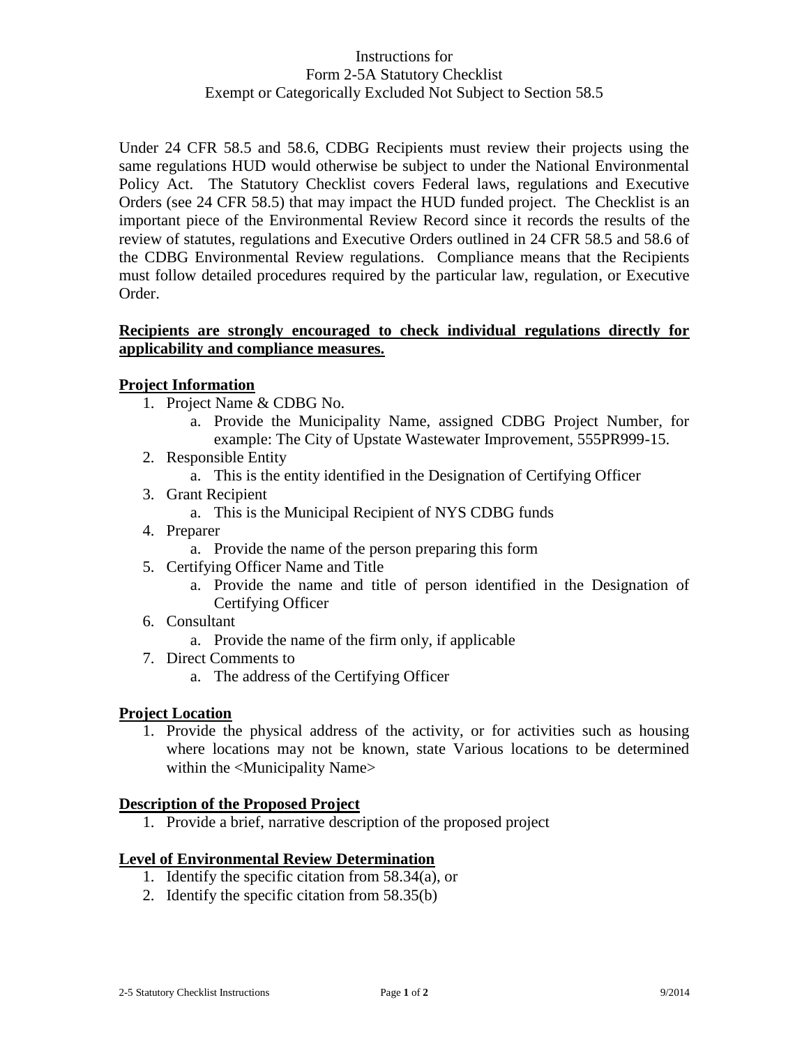# Instructions for
# Form 2-5A Statutory Checklist
# Exempt or Categorically Excluded Not Subject to Section 58.5

Under 24 CFR 58.5 and 58.6, CDBG Recipients must review their projects using the same regulations HUD would otherwise be subject to under the National Environmental Policy Act. The Statutory Checklist covers Federal laws, regulations and Executive Orders (see 24 CFR 58.5) that may impact the HUD funded project. The Checklist is an important piece of the Environmental Review Record since it records the results of the review of statutes, regulations and Executive Orders outlined in 24 CFR 58.5 and 58.6 of the CDBG Environmental Review regulations. Compliance means that the Recipients must follow detailed procedures required by the particular law, regulation, or Executive Order.

**Recipients are strongly encouraged to check individual regulations directly for applicability and compliance measures.**

## Project Information

1. Project Name & CDBG No.
   a. Provide the Municipality Name, assigned CDBG Project Number, for example: The City of Upstate Wastewater Improvement, 555PR999-15.
2. Responsible Entity
   a. This is the entity identified in the Designation of Certifying Officer
3. Grant Recipient
   a. This is the Municipal Recipient of NYS CDBG funds
4. Preparer
   a. Provide the name of the person preparing this form
5. Certifying Officer Name and Title
   a. Provide the name and title of person identified in the Designation of Certifying Officer
6. Consultant
   a. Provide the name of the firm only, if applicable
7. Direct Comments to
   a. The address of the Certifying Officer

## Project Location

1. Provide the physical address of the activity, or for activities such as housing where locations may not be known, state Various locations to be determined within the <Municipality Name>

## Description of the Proposed Project

1. Provide a brief, narrative description of the proposed project

## Level of Environmental Review Determination

1. Identify the specific citation from 58.34(a), or
2. Identify the specific citation from 58.35(b)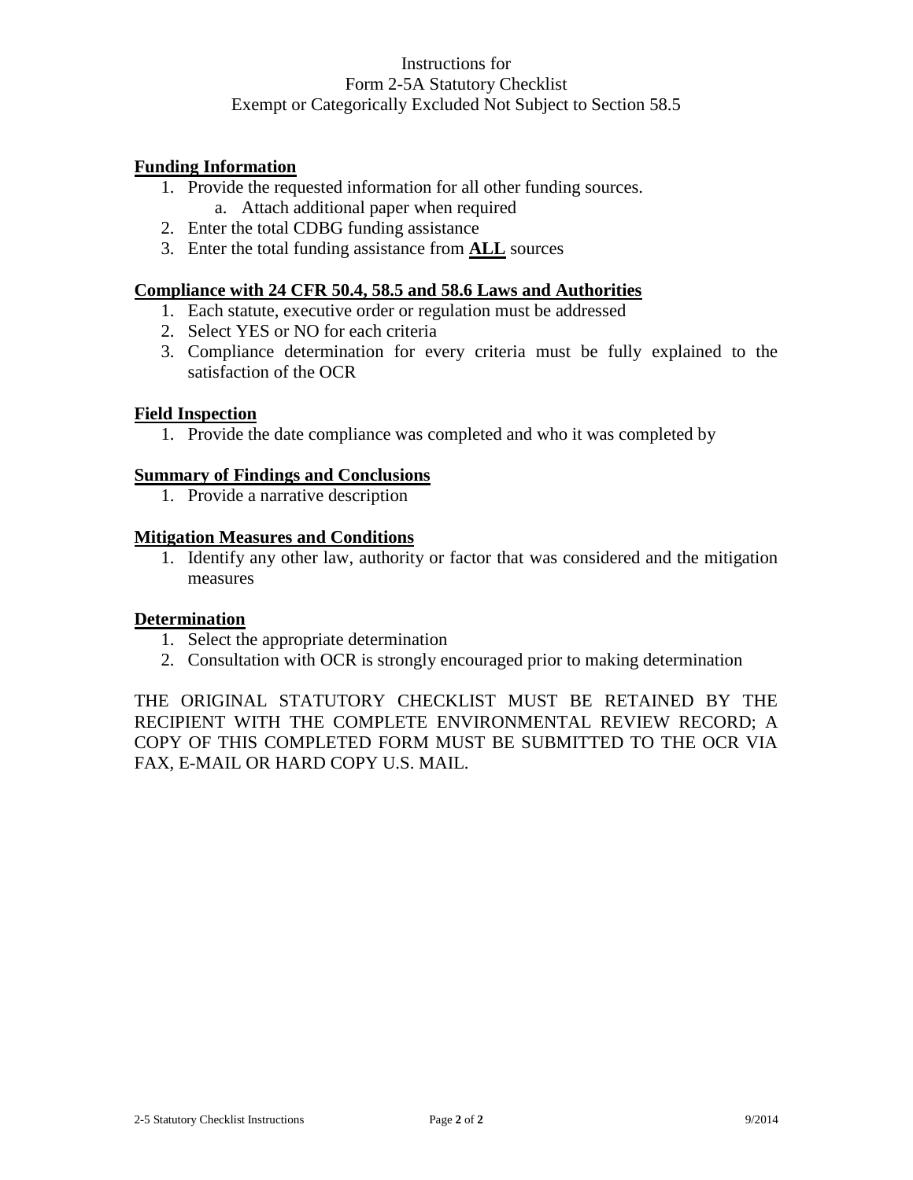# Instructions for
# Form 2-5A Statutory Checklist
# Exempt or Categorically Excluded Not Subject to Section 58.5

## Funding Information

1. Provide the requested information for all other funding sources.
   a. Attach additional paper when required
2. Enter the total CDBG funding assistance
3. Enter the total funding assistance from **ALL** sources

## Compliance with 24 CFR 50.4, 58.5 and 58.6 Laws and Authorities

1. Each statute, executive order or regulation must be addressed
2. Select YES or NO for each criteria
3. Compliance determination for every criteria must be fully explained to the satisfaction of the OCR

## Field Inspection

1. Provide the date compliance was completed and who it was completed by

## Summary of Findings and Conclusions

1. Provide a narrative description

## Mitigation Measures and Conditions

1. Identify any other law, authority or factor that was considered and the mitigation measures

## Determination

1. Select the appropriate determination
2. Consultation with OCR is strongly encouraged prior to making determination

THE ORIGINAL STATUTORY CHECKLIST MUST BE RETAINED BY THE RECIPIENT WITH THE COMPLETE ENVIRONMENTAL REVIEW RECORD; A COPY OF THIS COMPLETED FORM MUST BE SUBMITTED TO THE OCR VIA FAX, E-MAIL OR HARD COPY U.S. MAIL.